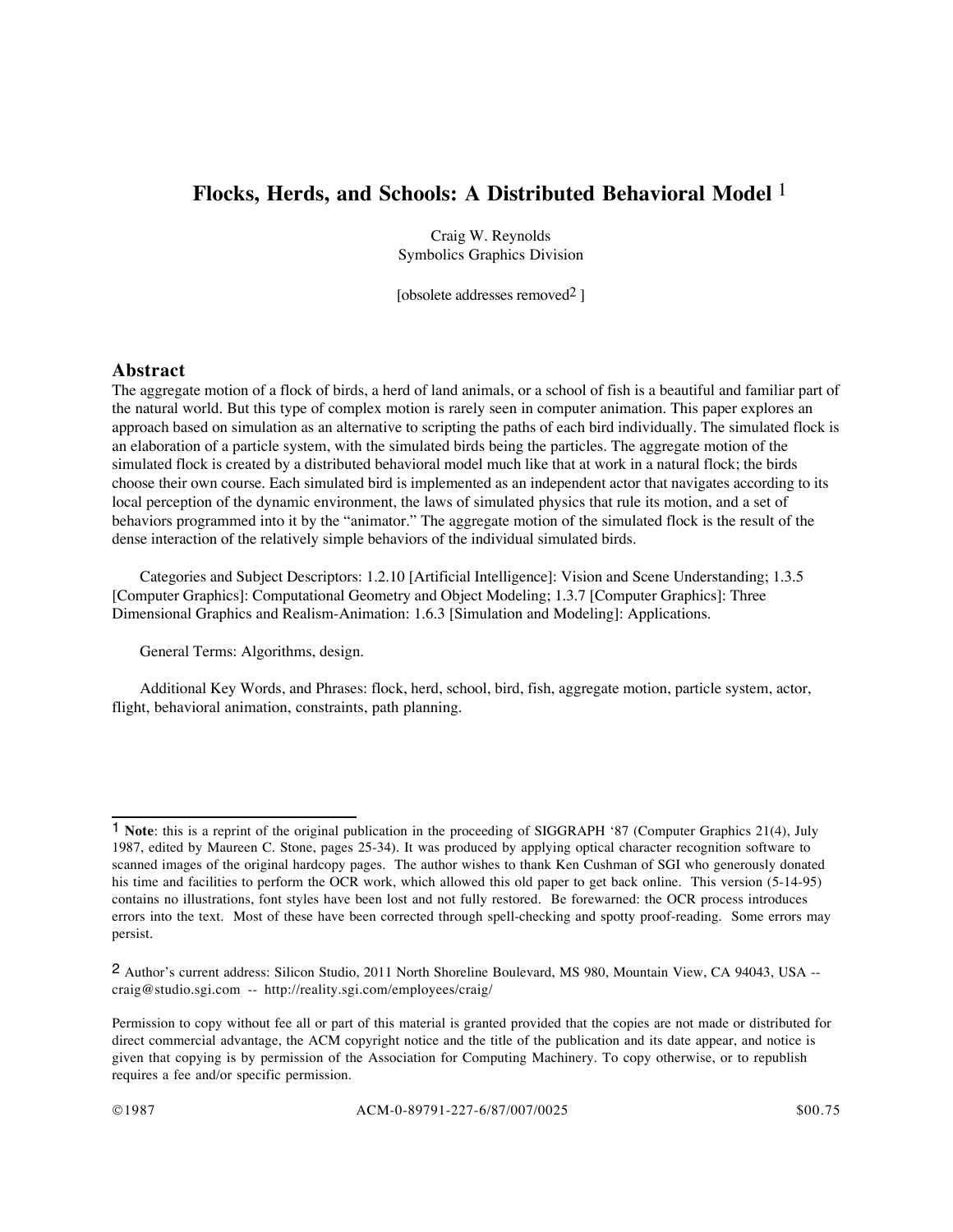# Flocks, Herds, and Schools: A Distributed Behavioral Model [1]

Craig W. Reynolds
Symbolics Graphics Division

[obsolete addresses removed[2] ]

## Abstract

The aggregate motion of a flock of birds, a herd of land animals, or a school of fish is a beautiful and familiar part of the natural world. But this type of complex motion is rarely seen in computer animation. This paper explores an approach based on simulation as an alternative to scripting the paths of each bird individually. The simulated flock is an elaboration of a particle system, with the simulated birds being the particles. The aggregate motion of the simulated flock is created by a distributed behavioral model much like that at work in a natural flock; the birds choose their own course. Each simulated bird is implemented as an independent actor that navigates according to its local perception of the dynamic environment, the laws of simulated physics that rule its motion, and a set of behaviors programmed into it by the "animator." The aggregate motion of the simulated flock is the result of the dense interaction of the relatively simple behaviors of the individual simulated birds.

Categories and Subject Descriptors: 1.2.10 [Artificial Intelligence]: Vision and Scene Understanding; 1.3.5 [Computer Graphics]: Computational Geometry and Object Modeling; 1.3.7 [Computer Graphics]: Three Dimensional Graphics and Realism-Animation: 1.6.3 [Simulation and Modeling]: Applications.

General Terms: Algorithms, design.

Additional Key Words, and Phrases: flock, herd, school, bird, fish, aggregate motion, particle system, actor, flight, behavioral animation, constraints, path planning.

---

[1] **Note**: this is a reprint of the original publication in the proceeding of SIGGRAPH '87 (Computer Graphics 21(4), July 1987, edited by Maureen C. Stone, pages 25-34). It was produced by applying optical character recognition software to scanned images of the original hardcopy pages. The author wishes to thank Ken Cushman of SGI who generously donated his time and facilities to perform the OCR work, which allowed this old paper to get back online. This version (5-14-95) contains no illustrations, font styles have been lost and not fully restored. Be forewarned: the OCR process introduces errors into the text. Most of these have been corrected through spell-checking and spotty proof-reading. Some errors may persist.

[2] Author's current address: Silicon Studio, 2011 North Shoreline Boulevard, MS 980, Mountain View, CA 94043, USA -- craig@studio.sgi.com -- http://reality.sgi.com/employees/craig/

Permission to copy without fee all or part of this material is granted provided that the copies are not made or distributed for direct commercial advantage, the ACM copyright notice and the title of the publication and its date appear, and notice is given that copying is by permission of the Association for Computing Machinery. To copy otherwise, or to republish requires a fee and/or specific permission.

©1987 ACM-0-89791-227-6/87/007/0025 $00.75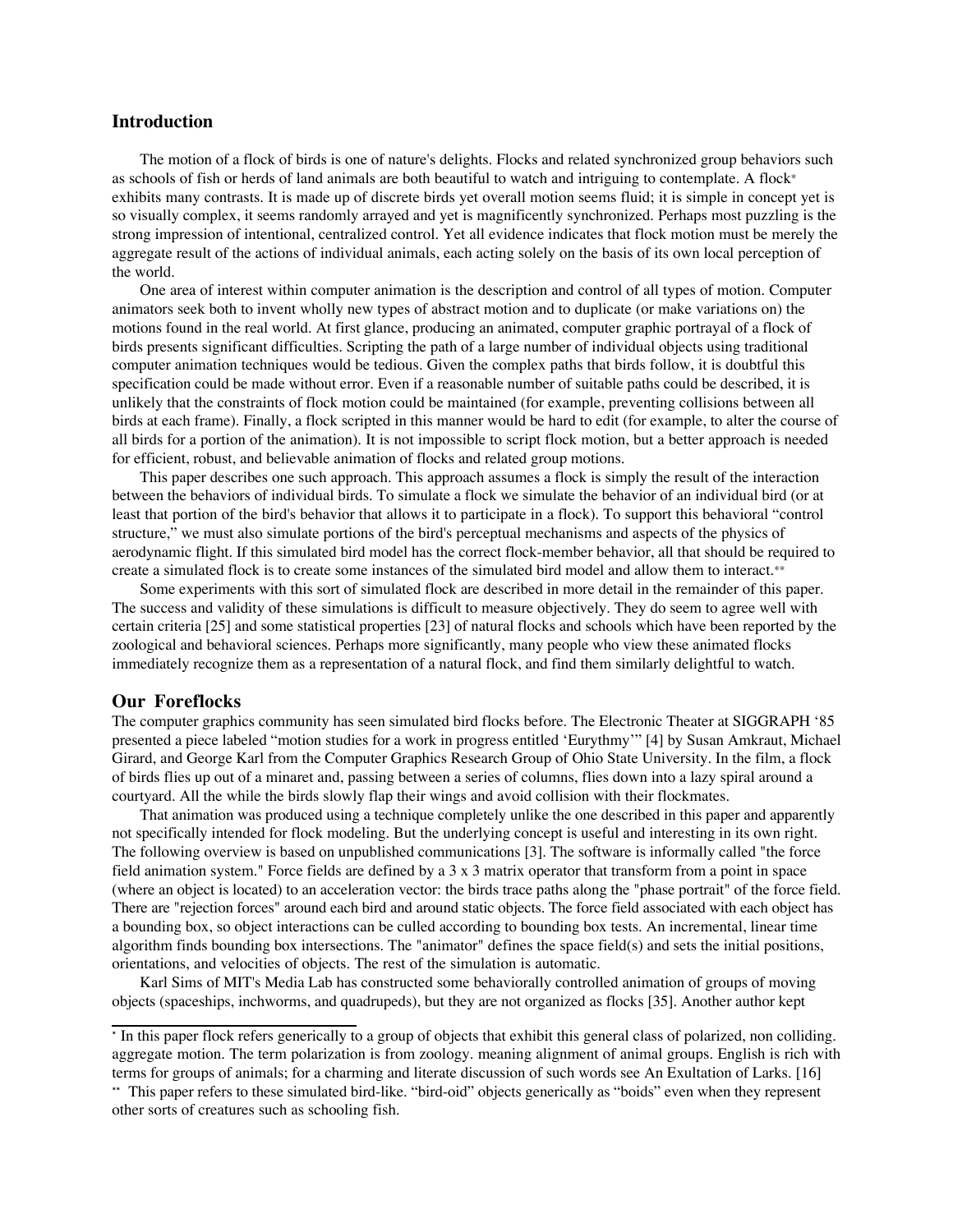## Introduction

The motion of a flock of birds is one of nature's delights. Flocks and related synchronized group behaviors such as schools of fish or herds of land animals are both beautiful to watch and intriguing to contemplate. A flock* exhibits many contrasts. It is made up of discrete birds yet overall motion seems fluid; it is simple in concept yet is so visually complex, it seems randomly arrayed and yet is magnificently synchronized. Perhaps most puzzling is the strong impression of intentional, centralized control. Yet all evidence indicates that flock motion must be merely the aggregate result of the actions of individual animals, each acting solely on the basis of its own local perception of the world.

One area of interest within computer animation is the description and control of all types of motion. Computer animators seek both to invent wholly new types of abstract motion and to duplicate (or make variations on) the motions found in the real world. At first glance, producing an animated, computer graphic portrayal of a flock of birds presents significant difficulties. Scripting the path of a large number of individual objects using traditional computer animation techniques would be tedious. Given the complex paths that birds follow, it is doubtful this specification could be made without error. Even if a reasonable number of suitable paths could be described, it is unlikely that the constraints of flock motion could be maintained (for example, preventing collisions between all birds at each frame). Finally, a flock scripted in this manner would be hard to edit (for example, to alter the course of all birds for a portion of the animation). It is not impossible to script flock motion, but a better approach is needed for efficient, robust, and believable animation of flocks and related group motions.

This paper describes one such approach. This approach assumes a flock is simply the result of the interaction between the behaviors of individual birds. To simulate a flock we simulate the behavior of an individual bird (or at least that portion of the bird's behavior that allows it to participate in a flock). To support this behavioral "control structure," we must also simulate portions of the bird's perceptual mechanisms and aspects of the physics of aerodynamic flight. If this simulated bird model has the correct flock-member behavior, all that should be required to create a simulated flock is to create some instances of the simulated bird model and allow them to interact.**

Some experiments with this sort of simulated flock are described in more detail in the remainder of this paper. The success and validity of these simulations is difficult to measure objectively. They do seem to agree well with certain criteria [25] and some statistical properties [23] of natural flocks and schools which have been reported by the zoological and behavioral sciences. Perhaps more significantly, many people who view these animated flocks immediately recognize them as a representation of a natural flock, and find them similarly delightful to watch.

## Our Foreflocks

The computer graphics community has seen simulated bird flocks before. The Electronic Theater at SIGGRAPH '85 presented a piece labeled "motion studies for a work in progress entitled 'Eurythmy'" [4] by Susan Amkraut, Michael Girard, and George Karl from the Computer Graphics Research Group of Ohio State University. In the film, a flock of birds flies up out of a minaret and, passing between a series of columns, flies down into a lazy spiral around a courtyard. All the while the birds slowly flap their wings and avoid collision with their flockmates.

That animation was produced using a technique completely unlike the one described in this paper and apparently not specifically intended for flock modeling. But the underlying concept is useful and interesting in its own right. The following overview is based on unpublished communications [3]. The software is informally called "the force field animation system." Force fields are defined by a 3 x 3 matrix operator that transform from a point in space (where an object is located) to an acceleration vector: the birds trace paths along the "phase portrait" of the force field. There are "rejection forces" around each bird and around static objects. The force field associated with each object has a bounding box, so object interactions can be culled according to bounding box tests. An incremental, linear time algorithm finds bounding box intersections. The "animator" defines the space field(s) and sets the initial positions, orientations, and velocities of objects. The rest of the simulation is automatic.

Karl Sims of MIT's Media Lab has constructed some behaviorally controlled animation of groups of moving objects (spaceships, inchworms, and quadrupeds), but they are not organized as flocks [35]. Another author kept

---

* In this paper flock refers generically to a group of objects that exhibit this general class of polarized, non colliding. aggregate motion. The term polarization is from zoology. meaning alignment of animal groups. English is rich with terms for groups of animals; for a charming and literate discussion of such words see An Exultation of Larks. [16]

** This paper refers to these simulated bird-like. "bird-oid" objects generically as "boids" even when they represent other sorts of creatures such as schooling fish.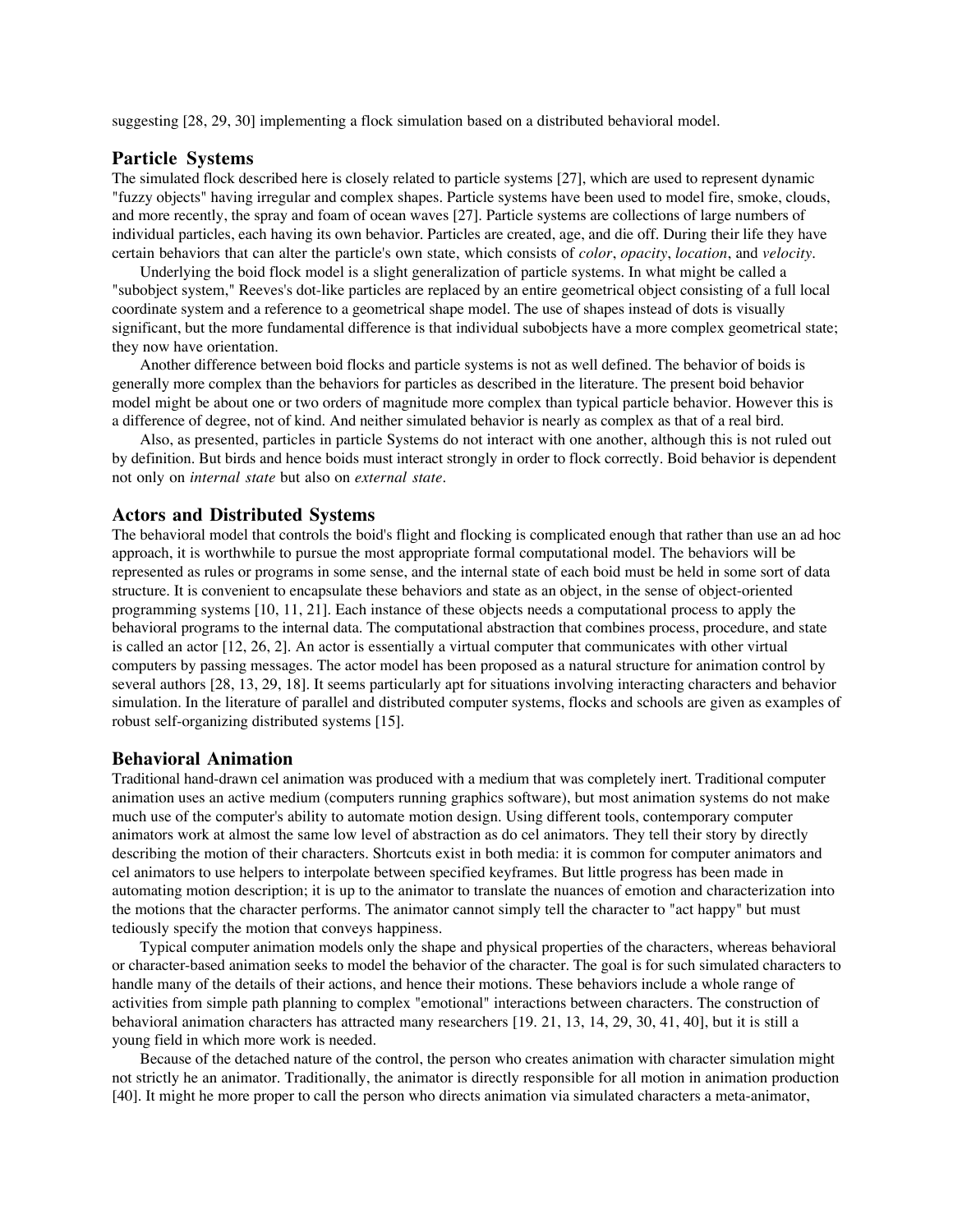suggesting [28, 29, 30] implementing a flock simulation based on a distributed behavioral model.

## Particle Systems

The simulated flock described here is closely related to particle systems [27], which are used to represent dynamic "fuzzy objects" having irregular and complex shapes. Particle systems have been used to model fire, smoke, clouds, and more recently, the spray and foam of ocean waves [27]. Particle systems are collections of large numbers of individual particles, each having its own behavior. Particles are created, age, and die off. During their life they have certain behaviors that can alter the particle's own state, which consists of *color*, *opacity*, *location*, and *velocity*.

Underlying the boid flock model is a slight generalization of particle systems. In what might be called a "subobject system," Reeves's dot-like particles are replaced by an entire geometrical object consisting of a full local coordinate system and a reference to a geometrical shape model. The use of shapes instead of dots is visually significant, but the more fundamental difference is that individual subobjects have a more complex geometrical state; they now have orientation.

Another difference between boid flocks and particle systems is not as well defined. The behavior of boids is generally more complex than the behaviors for particles as described in the literature. The present boid behavior model might be about one or two orders of magnitude more complex than typical particle behavior. However this is a difference of degree, not of kind. And neither simulated behavior is nearly as complex as that of a real bird.

Also, as presented, particles in particle Systems do not interact with one another, although this is not ruled out by definition. But birds and hence boids must interact strongly in order to flock correctly. Boid behavior is dependent not only on *internal state* but also on *external state*.

## Actors and Distributed Systems

The behavioral model that controls the boid's flight and flocking is complicated enough that rather than use an ad hoc approach, it is worthwhile to pursue the most appropriate formal computational model. The behaviors will be represented as rules or programs in some sense, and the internal state of each boid must be held in some sort of data structure. It is convenient to encapsulate these behaviors and state as an object, in the sense of object-oriented programming systems [10, 11, 21]. Each instance of these objects needs a computational process to apply the behavioral programs to the internal data. The computational abstraction that combines process, procedure, and state is called an actor [12, 26, 2]. An actor is essentially a virtual computer that communicates with other virtual computers by passing messages. The actor model has been proposed as a natural structure for animation control by several authors [28, 13, 29, 18]. It seems particularly apt for situations involving interacting characters and behavior simulation. In the literature of parallel and distributed computer systems, flocks and schools are given as examples of robust self-organizing distributed systems [15].

## Behavioral Animation

Traditional hand-drawn cel animation was produced with a medium that was completely inert. Traditional computer animation uses an active medium (computers running graphics software), but most animation systems do not make much use of the computer's ability to automate motion design. Using different tools, contemporary computer animators work at almost the same low level of abstraction as do cel animators. They tell their story by directly describing the motion of their characters. Shortcuts exist in both media: it is common for computer animators and cel animators to use helpers to interpolate between specified keyframes. But little progress has been made in automating motion description; it is up to the animator to translate the nuances of emotion and characterization into the motions that the character performs. The animator cannot simply tell the character to "act happy" but must tediously specify the motion that conveys happiness.

Typical computer animation models only the shape and physical properties of the characters, whereas behavioral or character-based animation seeks to model the behavior of the character. The goal is for such simulated characters to handle many of the details of their actions, and hence their motions. These behaviors include a whole range of activities from simple path planning to complex "emotional" interactions between characters. The construction of behavioral animation characters has attracted many researchers [19. 21, 13, 14, 29, 30, 41, 40], but it is still a young field in which more work is needed.

Because of the detached nature of the control, the person who creates animation with character simulation might not strictly he an animator. Traditionally, the animator is directly responsible for all motion in animation production [40]. It might he more proper to call the person who directs animation via simulated characters a meta-animator,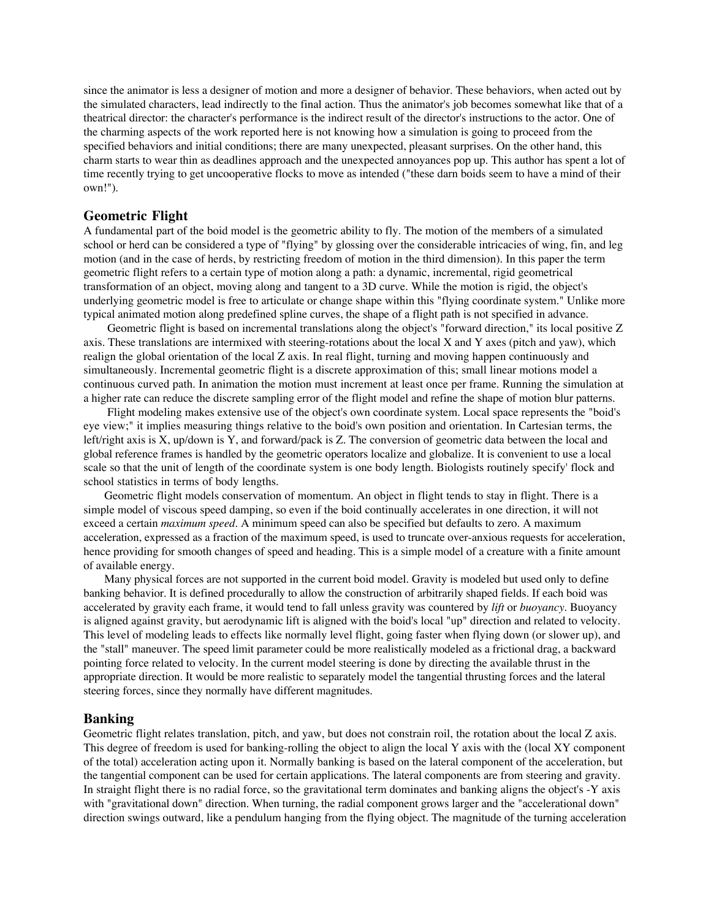since the animator is less a designer of motion and more a designer of behavior. These behaviors, when acted out by the simulated characters, lead indirectly to the final action. Thus the animator's job becomes somewhat like that of a theatrical director: the character's performance is the indirect result of the director's instructions to the actor. One of the charming aspects of the work reported here is not knowing how a simulation is going to proceed from the specified behaviors and initial conditions; there are many unexpected, pleasant surprises. On the other hand, this charm starts to wear thin as deadlines approach and the unexpected annoyances pop up. This author has spent a lot of time recently trying to get uncooperative flocks to move as intended ("these darn boids seem to have a mind of their own!").

## Geometric Flight

A fundamental part of the boid model is the geometric ability to fly. The motion of the members of a simulated school or herd can be considered a type of "flying" by glossing over the considerable intricacies of wing, fin, and leg motion (and in the case of herds, by restricting freedom of motion in the third dimension). In this paper the term geometric flight refers to a certain type of motion along a path: a dynamic, incremental, rigid geometrical transformation of an object, moving along and tangent to a 3D curve. While the motion is rigid, the object's underlying geometric model is free to articulate or change shape within this "flying coordinate system." Unlike more typical animated motion along predefined spline curves, the shape of a flight path is not specified in advance.

Geometric flight is based on incremental translations along the object's "forward direction," its local positive Z axis. These translations are intermixed with steering-rotations about the local X and Y axes (pitch and yaw), which realign the global orientation of the local Z axis. In real flight, turning and moving happen continuously and simultaneously. Incremental geometric flight is a discrete approximation of this; small linear motions model a continuous curved path. In animation the motion must increment at least once per frame. Running the simulation at a higher rate can reduce the discrete sampling error of the flight model and refine the shape of motion blur patterns.

Flight modeling makes extensive use of the object's own coordinate system. Local space represents the "boid's eye view;" it implies measuring things relative to the boid's own position and orientation. In Cartesian terms, the left/right axis is X, up/down is Y, and forward/pack is Z. The conversion of geometric data between the local and global reference frames is handled by the geometric operators localize and globalize. It is convenient to use a local scale so that the unit of length of the coordinate system is one body length. Biologists routinely specify' flock and school statistics in terms of body lengths.

Geometric flight models conservation of momentum. An object in flight tends to stay in flight. There is a simple model of viscous speed damping, so even if the boid continually accelerates in one direction, it will not exceed a certain *maximum speed*. A minimum speed can also be specified but defaults to zero. A maximum acceleration, expressed as a fraction of the maximum speed, is used to truncate over-anxious requests for acceleration, hence providing for smooth changes of speed and heading. This is a simple model of a creature with a finite amount of available energy.

Many physical forces are not supported in the current boid model. Gravity is modeled but used only to define banking behavior. It is defined procedurally to allow the construction of arbitrarily shaped fields. If each boid was accelerated by gravity each frame, it would tend to fall unless gravity was countered by *lift* or *buoyancy*. Buoyancy is aligned against gravity, but aerodynamic lift is aligned with the boid's local "up" direction and related to velocity. This level of modeling leads to effects like normally level flight, going faster when flying down (or slower up), and the "stall" maneuver. The speed limit parameter could be more realistically modeled as a frictional drag, a backward pointing force related to velocity. In the current model steering is done by directing the available thrust in the appropriate direction. It would be more realistic to separately model the tangential thrusting forces and the lateral steering forces, since they normally have different magnitudes.

## Banking

Geometric flight relates translation, pitch, and yaw, but does not constrain roil, the rotation about the local Z axis. This degree of freedom is used for banking-rolling the object to align the local Y axis with the (local XY component of the total) acceleration acting upon it. Normally banking is based on the lateral component of the acceleration, but the tangential component can be used for certain applications. The lateral components are from steering and gravity. In straight flight there is no radial force, so the gravitational term dominates and banking aligns the object's -Y axis with "gravitational down" direction. When turning, the radial component grows larger and the "accelerational down" direction swings outward, like a pendulum hanging from the flying object. The magnitude of the turning acceleration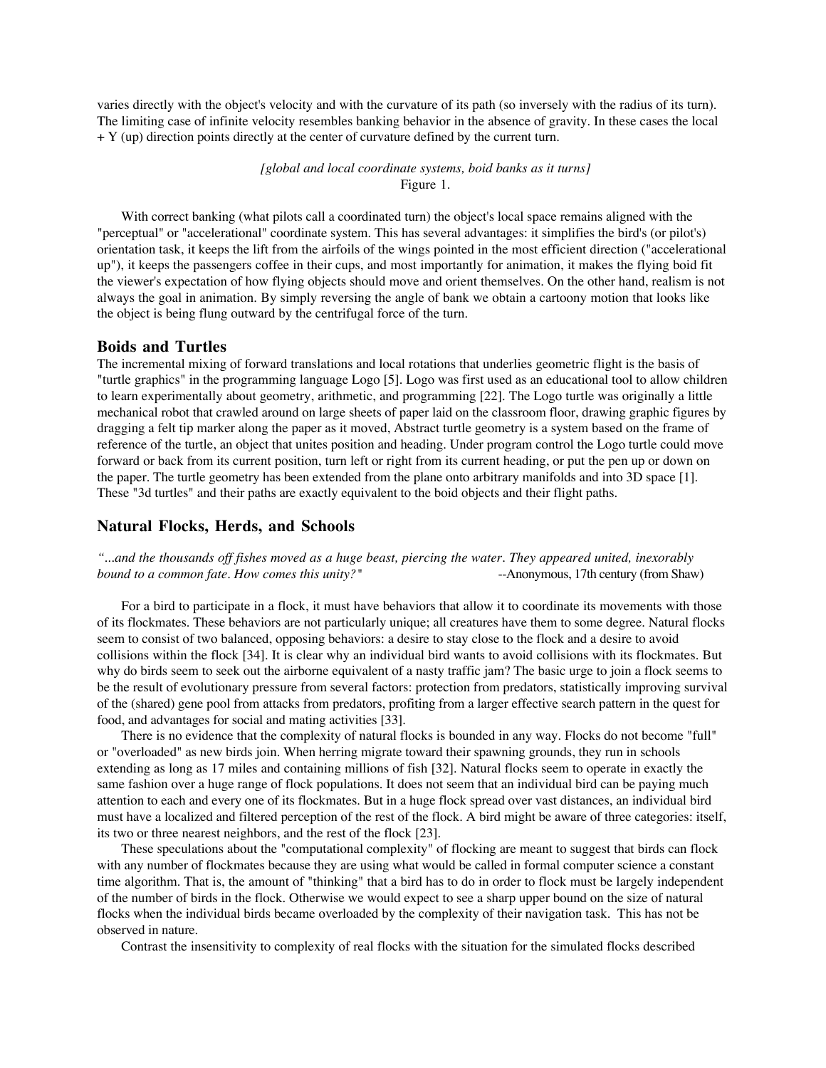varies directly with the object's velocity and with the curvature of its path (so inversely with the radius of its turn). The limiting case of infinite velocity resembles banking behavior in the absence of gravity. In these cases the local + Y (up) direction points directly at the center of curvature defined by the current turn.

*[global and local coordinate systems, boid banks as it turns]*
Figure 1.

With correct banking (what pilots call a coordinated turn) the object's local space remains aligned with the "perceptual" or "accelerational" coordinate system. This has several advantages: it simplifies the bird's (or pilot's) orientation task, it keeps the lift from the airfoils of the wings pointed in the most efficient direction ("accelerational up"), it keeps the passengers coffee in their cups, and most importantly for animation, it makes the flying boid fit the viewer's expectation of how flying objects should move and orient themselves. On the other hand, realism is not always the goal in animation. By simply reversing the angle of bank we obtain a cartoony motion that looks like the object is being flung outward by the centrifugal force of the turn.

## Boids and Turtles

The incremental mixing of forward translations and local rotations that underlies geometric flight is the basis of "turtle graphics" in the programming language Logo [5]. Logo was first used as an educational tool to allow children to learn experimentally about geometry, arithmetic, and programming [22]. The Logo turtle was originally a little mechanical robot that crawled around on large sheets of paper laid on the classroom floor, drawing graphic figures by dragging a felt tip marker along the paper as it moved, Abstract turtle geometry is a system based on the frame of reference of the turtle, an object that unites position and heading. Under program control the Logo turtle could move forward or back from its current position, turn left or right from its current heading, or put the pen up or down on the paper. The turtle geometry has been extended from the plane onto arbitrary manifolds and into 3D space [1]. These "3d turtles" and their paths are exactly equivalent to the boid objects and their flight paths.

## Natural Flocks, Herds, and Schools

*"...and the thousands off fishes moved as a huge beast, piercing the water. They appeared united, inexorably bound to a common fate. How comes this unity?"* --Anonymous, 17th century (from Shaw)

For a bird to participate in a flock, it must have behaviors that allow it to coordinate its movements with those of its flockmates. These behaviors are not particularly unique; all creatures have them to some degree. Natural flocks seem to consist of two balanced, opposing behaviors: a desire to stay close to the flock and a desire to avoid collisions within the flock [34]. It is clear why an individual bird wants to avoid collisions with its flockmates. But why do birds seem to seek out the airborne equivalent of a nasty traffic jam? The basic urge to join a flock seems to be the result of evolutionary pressure from several factors: protection from predators, statistically improving survival of the (shared) gene pool from attacks from predators, profiting from a larger effective search pattern in the quest for food, and advantages for social and mating activities [33].

There is no evidence that the complexity of natural flocks is bounded in any way. Flocks do not become "full" or "overloaded" as new birds join. When herring migrate toward their spawning grounds, they run in schools extending as long as 17 miles and containing millions of fish [32]. Natural flocks seem to operate in exactly the same fashion over a huge range of flock populations. It does not seem that an individual bird can be paying much attention to each and every one of its flockmates. But in a huge flock spread over vast distances, an individual bird must have a localized and filtered perception of the rest of the flock. A bird might be aware of three categories: itself, its two or three nearest neighbors, and the rest of the flock [23].

These speculations about the "computational complexity" of flocking are meant to suggest that birds can flock with any number of flockmates because they are using what would be called in formal computer science a constant time algorithm. That is, the amount of "thinking" that a bird has to do in order to flock must be largely independent of the number of birds in the flock. Otherwise we would expect to see a sharp upper bound on the size of natural flocks when the individual birds became overloaded by the complexity of their navigation task. This has not be observed in nature.

Contrast the insensitivity to complexity of real flocks with the situation for the simulated flocks described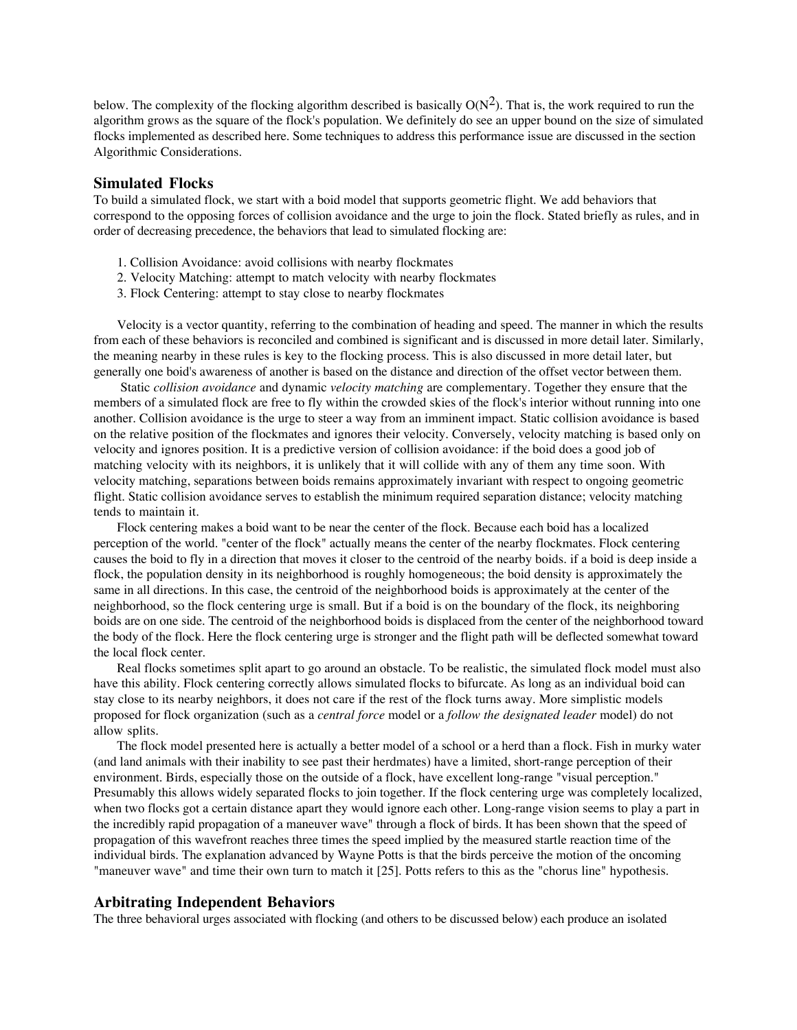below. The complexity of the flocking algorithm described is basically $O(N^2)$. That is, the work required to run the algorithm grows as the square of the flock's population. We definitely do see an upper bound on the size of simulated flocks implemented as described here. Some techniques to address this performance issue are discussed in the section Algorithmic Considerations.

## Simulated Flocks

To build a simulated flock, we start with a boid model that supports geometric flight. We add behaviors that correspond to the opposing forces of collision avoidance and the urge to join the flock. Stated briefly as rules, and in order of decreasing precedence, the behaviors that lead to simulated flocking are:

1. Collision Avoidance: avoid collisions with nearby flockmates
2. Velocity Matching: attempt to match velocity with nearby flockmates
3. Flock Centering: attempt to stay close to nearby flockmates

Velocity is a vector quantity, referring to the combination of heading and speed. The manner in which the results from each of these behaviors is reconciled and combined is significant and is discussed in more detail later. Similarly, the meaning nearby in these rules is key to the flocking process. This is also discussed in more detail later, but generally one boid's awareness of another is based on the distance and direction of the offset vector between them.

Static *collision avoidance* and dynamic *velocity matching* are complementary. Together they ensure that the members of a simulated flock are free to fly within the crowded skies of the flock's interior without running into one another. Collision avoidance is the urge to steer a way from an imminent impact. Static collision avoidance is based on the relative position of the flockmates and ignores their velocity. Conversely, velocity matching is based only on velocity and ignores position. It is a predictive version of collision avoidance: if the boid does a good job of matching velocity with its neighbors, it is unlikely that it will collide with any of them any time soon. With velocity matching, separations between boids remains approximately invariant with respect to ongoing geometric flight. Static collision avoidance serves to establish the minimum required separation distance; velocity matching tends to maintain it.

Flock centering makes a boid want to be near the center of the flock. Because each boid has a localized perception of the world. "center of the flock" actually means the center of the nearby flockmates. Flock centering causes the boid to fly in a direction that moves it closer to the centroid of the nearby boids. if a boid is deep inside a flock, the population density in its neighborhood is roughly homogeneous; the boid density is approximately the same in all directions. In this case, the centroid of the neighborhood boids is approximately at the center of the neighborhood, so the flock centering urge is small. But if a boid is on the boundary of the flock, its neighboring boids are on one side. The centroid of the neighborhood boids is displaced from the center of the neighborhood toward the body of the flock. Here the flock centering urge is stronger and the flight path will be deflected somewhat toward the local flock center.

Real flocks sometimes split apart to go around an obstacle. To be realistic, the simulated flock model must also have this ability. Flock centering correctly allows simulated flocks to bifurcate. As long as an individual boid can stay close to its nearby neighbors, it does not care if the rest of the flock turns away. More simplistic models proposed for flock organization (such as a *central force* model or a *follow the designated leader* model) do not allow splits.

The flock model presented here is actually a better model of a school or a herd than a flock. Fish in murky water (and land animals with their inability to see past their herdmates) have a limited, short-range perception of their environment. Birds, especially those on the outside of a flock, have excellent long-range "visual perception." Presumably this allows widely separated flocks to join together. If the flock centering urge was completely localized, when two flocks got a certain distance apart they would ignore each other. Long-range vision seems to play a part in the incredibly rapid propagation of a maneuver wave" through a flock of birds. It has been shown that the speed of propagation of this wavefront reaches three times the speed implied by the measured startle reaction time of the individual birds. The explanation advanced by Wayne Potts is that the birds perceive the motion of the oncoming "maneuver wave" and time their own turn to match it [25]. Potts refers to this as the "chorus line" hypothesis.

## Arbitrating Independent Behaviors

The three behavioral urges associated with flocking (and others to be discussed below) each produce an isolated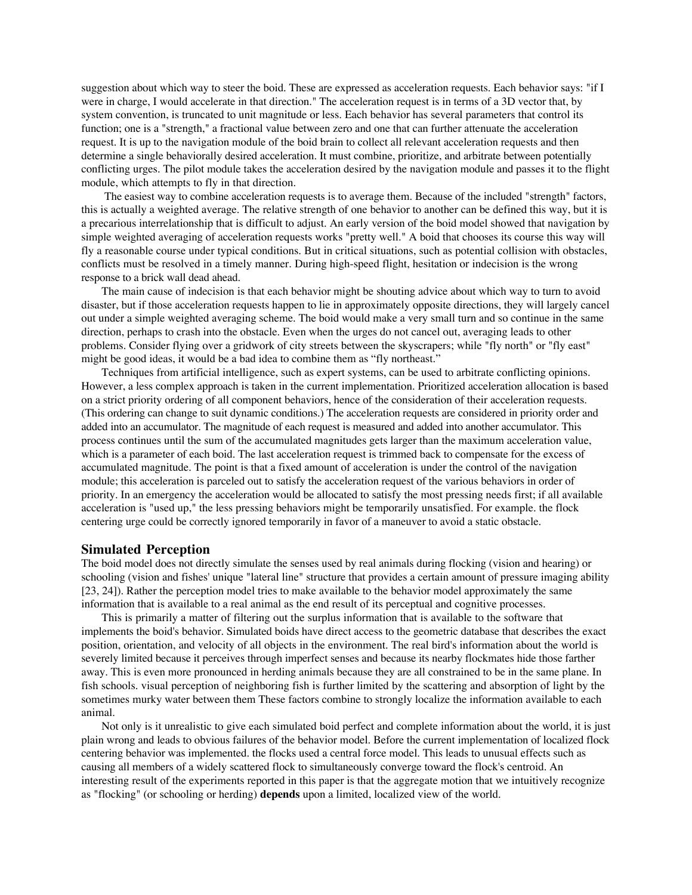suggestion about which way to steer the boid. These are expressed as acceleration requests. Each behavior says: "if I were in charge, I would accelerate in that direction." The acceleration request is in terms of a 3D vector that, by system convention, is truncated to unit magnitude or less. Each behavior has several parameters that control its function; one is a "strength," a fractional value between zero and one that can further attenuate the acceleration request. It is up to the navigation module of the boid brain to collect all relevant acceleration requests and then determine a single behaviorally desired acceleration. It must combine, prioritize, and arbitrate between potentially conflicting urges. The pilot module takes the acceleration desired by the navigation module and passes it to the flight module, which attempts to fly in that direction.

The easiest way to combine acceleration requests is to average them. Because of the included "strength" factors, this is actually a weighted average. The relative strength of one behavior to another can be defined this way, but it is a precarious interrelationship that is difficult to adjust. An early version of the boid model showed that navigation by simple weighted averaging of acceleration requests works "pretty well." A boid that chooses its course this way will fly a reasonable course under typical conditions. But in critical situations, such as potential collision with obstacles, conflicts must be resolved in a timely manner. During high-speed flight, hesitation or indecision is the wrong response to a brick wall dead ahead.

The main cause of indecision is that each behavior might be shouting advice about which way to turn to avoid disaster, but if those acceleration requests happen to lie in approximately opposite directions, they will largely cancel out under a simple weighted averaging scheme. The boid would make a very small turn and so continue in the same direction, perhaps to crash into the obstacle. Even when the urges do not cancel out, averaging leads to other problems. Consider flying over a gridwork of city streets between the skyscrapers; while "fly north" or "fly east" might be good ideas, it would be a bad idea to combine them as "fly northeast."

Techniques from artificial intelligence, such as expert systems, can be used to arbitrate conflicting opinions. However, a less complex approach is taken in the current implementation. Prioritized acceleration allocation is based on a strict priority ordering of all component behaviors, hence of the consideration of their acceleration requests. (This ordering can change to suit dynamic conditions.) The acceleration requests are considered in priority order and added into an accumulator. The magnitude of each request is measured and added into another accumulator. This process continues until the sum of the accumulated magnitudes gets larger than the maximum acceleration value, which is a parameter of each boid. The last acceleration request is trimmed back to compensate for the excess of accumulated magnitude. The point is that a fixed amount of acceleration is under the control of the navigation module; this acceleration is parceled out to satisfy the acceleration request of the various behaviors in order of priority. In an emergency the acceleration would be allocated to satisfy the most pressing needs first; if all available acceleration is "used up," the less pressing behaviors might be temporarily unsatisfied. For example. the flock centering urge could be correctly ignored temporarily in favor of a maneuver to avoid a static obstacle.

## Simulated Perception

The boid model does not directly simulate the senses used by real animals during flocking (vision and hearing) or schooling (vision and fishes' unique "lateral line" structure that provides a certain amount of pressure imaging ability [23, 24]). Rather the perception model tries to make available to the behavior model approximately the same information that is available to a real animal as the end result of its perceptual and cognitive processes.

This is primarily a matter of filtering out the surplus information that is available to the software that implements the boid's behavior. Simulated boids have direct access to the geometric database that describes the exact position, orientation, and velocity of all objects in the environment. The real bird's information about the world is severely limited because it perceives through imperfect senses and because its nearby flockmates hide those farther away. This is even more pronounced in herding animals because they are all constrained to be in the same plane. In fish schools. visual perception of neighboring fish is further limited by the scattering and absorption of light by the sometimes murky water between them These factors combine to strongly localize the information available to each animal.

Not only is it unrealistic to give each simulated boid perfect and complete information about the world, it is just plain wrong and leads to obvious failures of the behavior model. Before the current implementation of localized flock centering behavior was implemented. the flocks used a central force model. This leads to unusual effects such as causing all members of a widely scattered flock to simultaneously converge toward the flock's centroid. An interesting result of the experiments reported in this paper is that the aggregate motion that we intuitively recognize as "flocking" (or schooling or herding) **depends** upon a limited, localized view of the world.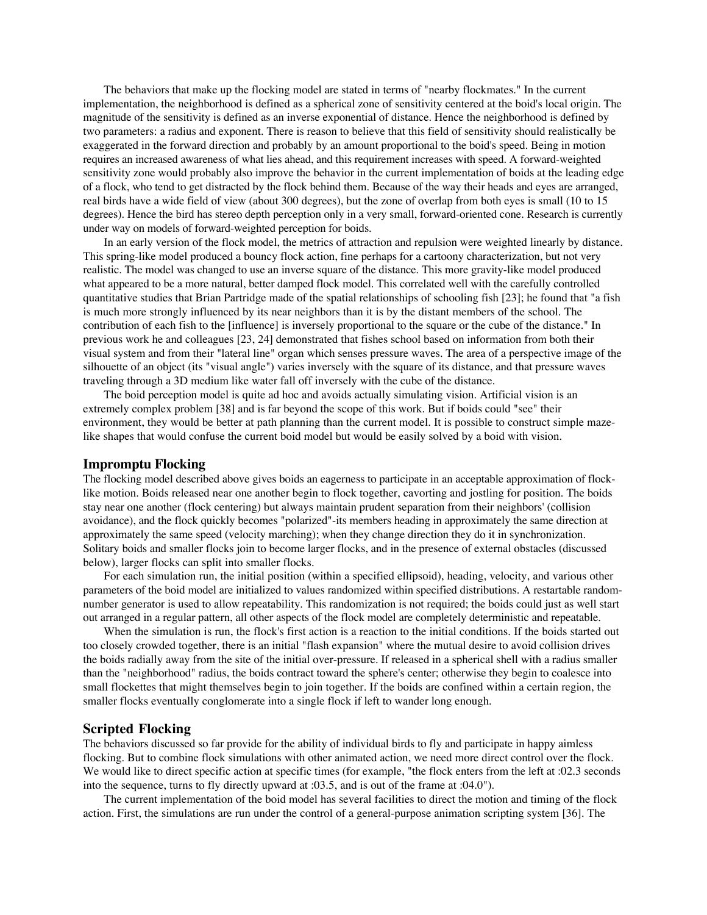The behaviors that make up the flocking model are stated in terms of "nearby flockmates." In the current implementation, the neighborhood is defined as a spherical zone of sensitivity centered at the boid's local origin. The magnitude of the sensitivity is defined as an inverse exponential of distance. Hence the neighborhood is defined by two parameters: a radius and exponent. There is reason to believe that this field of sensitivity should realistically be exaggerated in the forward direction and probably by an amount proportional to the boid's speed. Being in motion requires an increased awareness of what lies ahead, and this requirement increases with speed. A forward-weighted sensitivity zone would probably also improve the behavior in the current implementation of boids at the leading edge of a flock, who tend to get distracted by the flock behind them. Because of the way their heads and eyes are arranged, real birds have a wide field of view (about 300 degrees), but the zone of overlap from both eyes is small (10 to 15 degrees). Hence the bird has stereo depth perception only in a very small, forward-oriented cone. Research is currently under way on models of forward-weighted perception for boids.

In an early version of the flock model, the metrics of attraction and repulsion were weighted linearly by distance. This spring-like model produced a bouncy flock action, fine perhaps for a cartoony characterization, but not very realistic. The model was changed to use an inverse square of the distance. This more gravity-like model produced what appeared to be a more natural, better damped flock model. This correlated well with the carefully controlled quantitative studies that Brian Partridge made of the spatial relationships of schooling fish [23]; he found that "a fish is much more strongly influenced by its near neighbors than it is by the distant members of the school. The contribution of each fish to the [influence] is inversely proportional to the square or the cube of the distance." In previous work he and colleagues [23, 24] demonstrated that fishes school based on information from both their visual system and from their "lateral line" organ which senses pressure waves. The area of a perspective image of the silhouette of an object (its "visual angle") varies inversely with the square of its distance, and that pressure waves traveling through a 3D medium like water fall off inversely with the cube of the distance.

The boid perception model is quite ad hoc and avoids actually simulating vision. Artificial vision is an extremely complex problem [38] and is far beyond the scope of this work. But if boids could "see" their environment, they would be better at path planning than the current model. It is possible to construct simple maze-like shapes that would confuse the current boid model but would be easily solved by a boid with vision.

## Impromptu Flocking

The flocking model described above gives boids an eagerness to participate in an acceptable approximation of flock-like motion. Boids released near one another begin to flock together, cavorting and jostling for position. The boids stay near one another (flock centering) but always maintain prudent separation from their neighbors' (collision avoidance), and the flock quickly becomes "polarized"-its members heading in approximately the same direction at approximately the same speed (velocity marching); when they change direction they do it in synchronization. Solitary boids and smaller flocks join to become larger flocks, and in the presence of external obstacles (discussed below), larger flocks can split into smaller flocks.

For each simulation run, the initial position (within a specified ellipsoid), heading, velocity, and various other parameters of the boid model are initialized to values randomized within specified distributions. A restartable random-number generator is used to allow repeatability. This randomization is not required; the boids could just as well start out arranged in a regular pattern, all other aspects of the flock model are completely deterministic and repeatable.

When the simulation is run, the flock's first action is a reaction to the initial conditions. If the boids started out too closely crowded together, there is an initial "flash expansion" where the mutual desire to avoid collision drives the boids radially away from the site of the initial over-pressure. If released in a spherical shell with a radius smaller than the "neighborhood" radius, the boids contract toward the sphere's center; otherwise they begin to coalesce into small flockettes that might themselves begin to join together. If the boids are confined within a certain region, the smaller flocks eventually conglomerate into a single flock if left to wander long enough.

## Scripted Flocking

The behaviors discussed so far provide for the ability of individual birds to fly and participate in happy aimless flocking. But to combine flock simulations with other animated action, we need more direct control over the flock. We would like to direct specific action at specific times (for example, "the flock enters from the left at :02.3 seconds into the sequence, turns to fly directly upward at :03.5, and is out of the frame at :04.0").

The current implementation of the boid model has several facilities to direct the motion and timing of the flock action. First, the simulations are run under the control of a general-purpose animation scripting system [36]. The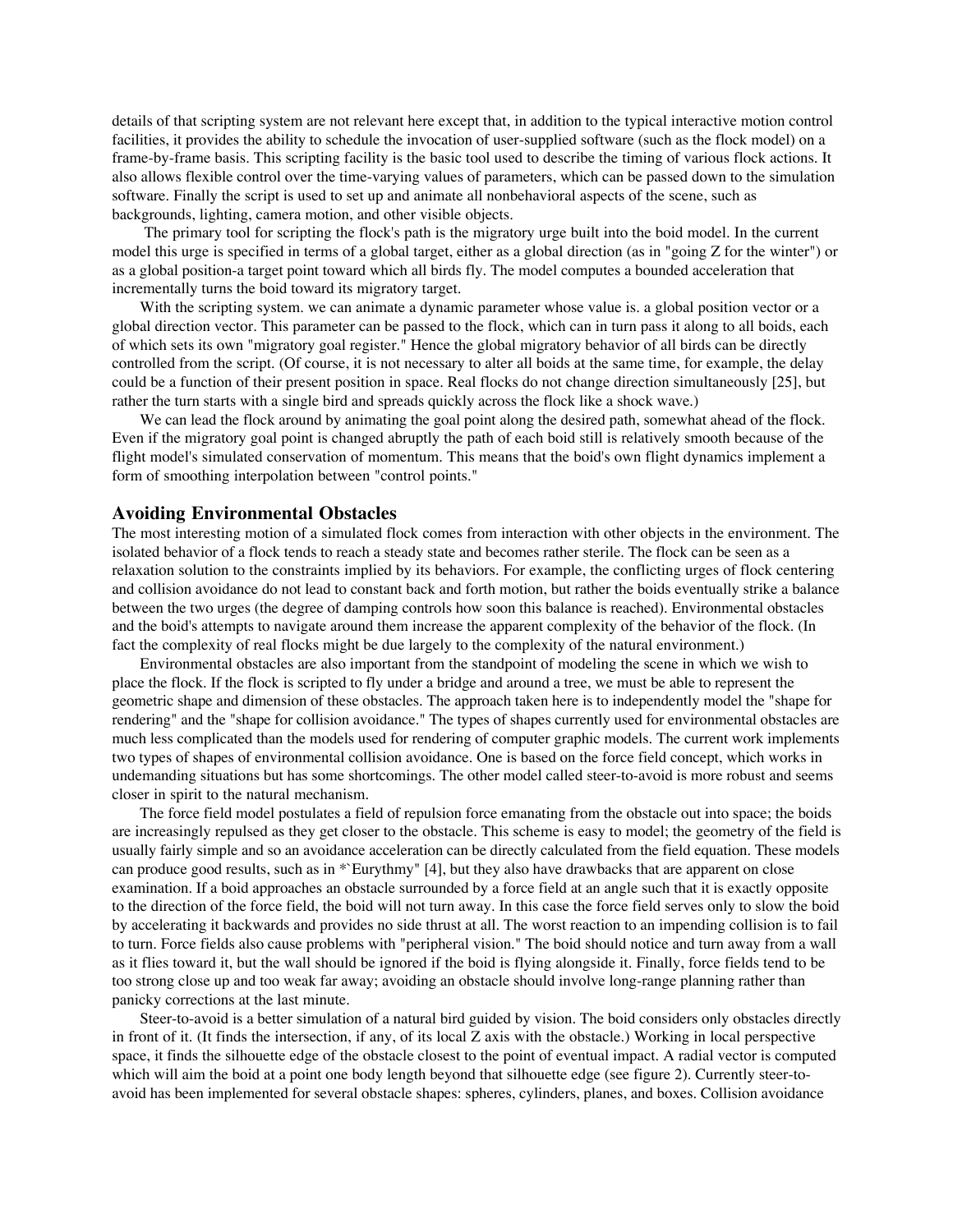details of that scripting system are not relevant here except that, in addition to the typical interactive motion control facilities, it provides the ability to schedule the invocation of user-supplied software (such as the flock model) on a frame-by-frame basis. This scripting facility is the basic tool used to describe the timing of various flock actions. It also allows flexible control over the time-varying values of parameters, which can be passed down to the simulation software. Finally the script is used to set up and animate all nonbehavioral aspects of the scene, such as backgrounds, lighting, camera motion, and other visible objects.

The primary tool for scripting the flock's path is the migratory urge built into the boid model. In the current model this urge is specified in terms of a global target, either as a global direction (as in "going Z for the winter") or as a global position-a target point toward which all birds fly. The model computes a bounded acceleration that incrementally turns the boid toward its migratory target.

With the scripting system. we can animate a dynamic parameter whose value is. a global position vector or a global direction vector. This parameter can be passed to the flock, which can in turn pass it along to all boids, each of which sets its own "migratory goal register." Hence the global migratory behavior of all birds can be directly controlled from the script. (Of course, it is not necessary to alter all boids at the same time, for example, the delay could be a function of their present position in space. Real flocks do not change direction simultaneously [25], but rather the turn starts with a single bird and spreads quickly across the flock like a shock wave.)

We can lead the flock around by animating the goal point along the desired path, somewhat ahead of the flock. Even if the migratory goal point is changed abruptly the path of each boid still is relatively smooth because of the flight model's simulated conservation of momentum. This means that the boid's own flight dynamics implement a form of smoothing interpolation between "control points."

## Avoiding Environmental Obstacles

The most interesting motion of a simulated flock comes from interaction with other objects in the environment. The isolated behavior of a flock tends to reach a steady state and becomes rather sterile. The flock can be seen as a relaxation solution to the constraints implied by its behaviors. For example, the conflicting urges of flock centering and collision avoidance do not lead to constant back and forth motion, but rather the boids eventually strike a balance between the two urges (the degree of damping controls how soon this balance is reached). Environmental obstacles and the boid's attempts to navigate around them increase the apparent complexity of the behavior of the flock. (In fact the complexity of real flocks might be due largely to the complexity of the natural environment.)

Environmental obstacles are also important from the standpoint of modeling the scene in which we wish to place the flock. If the flock is scripted to fly under a bridge and around a tree, we must be able to represent the geometric shape and dimension of these obstacles. The approach taken here is to independently model the "shape for rendering" and the "shape for collision avoidance." The types of shapes currently used for environmental obstacles are much less complicated than the models used for rendering of computer graphic models. The current work implements two types of shapes of environmental collision avoidance. One is based on the force field concept, which works in undemanding situations but has some shortcomings. The other model called steer-to-avoid is more robust and seems closer in spirit to the natural mechanism.

The force field model postulates a field of repulsion force emanating from the obstacle out into space; the boids are increasingly repulsed as they get closer to the obstacle. This scheme is easy to model; the geometry of the field is usually fairly simple and so an avoidance acceleration can be directly calculated from the field equation. These models can produce good results, such as in *`Eurythmy" [4], but they also have drawbacks that are apparent on close examination. If a boid approaches an obstacle surrounded by a force field at an angle such that it is exactly opposite to the direction of the force field, the boid will not turn away. In this case the force field serves only to slow the boid by accelerating it backwards and provides no side thrust at all. The worst reaction to an impending collision is to fail to turn. Force fields also cause problems with "peripheral vision." The boid should notice and turn away from a wall as it flies toward it, but the wall should be ignored if the boid is flying alongside it. Finally, force fields tend to be too strong close up and too weak far away; avoiding an obstacle should involve long-range planning rather than panicky corrections at the last minute.

Steer-to-avoid is a better simulation of a natural bird guided by vision. The boid considers only obstacles directly in front of it. (It finds the intersection, if any, of its local Z axis with the obstacle.) Working in local perspective space, it finds the silhouette edge of the obstacle closest to the point of eventual impact. A radial vector is computed which will aim the boid at a point one body length beyond that silhouette edge (see figure 2). Currently steer-to-avoid has been implemented for several obstacle shapes: spheres, cylinders, planes, and boxes. Collision avoidance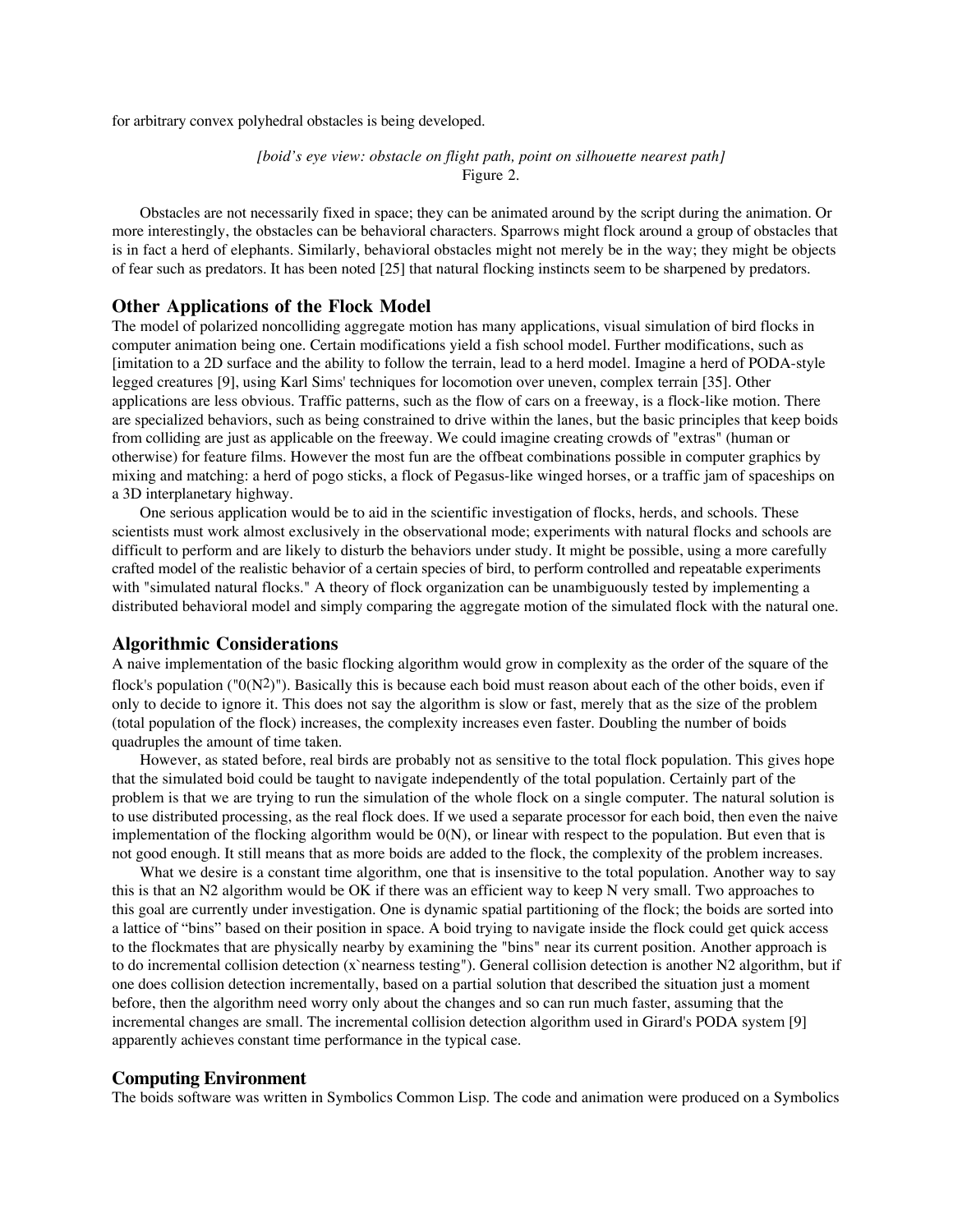for arbitrary convex polyhedral obstacles is being developed.

*[boid's eye view: obstacle on flight path, point on silhouette nearest path]*
Figure 2.

Obstacles are not necessarily fixed in space; they can be animated around by the script during the animation. Or more interestingly, the obstacles can be behavioral characters. Sparrows might flock around a group of obstacles that is in fact a herd of elephants. Similarly, behavioral obstacles might not merely be in the way; they might be objects of fear such as predators. It has been noted [25] that natural flocking instincts seem to be sharpened by predators.

## Other Applications of the Flock Model

The model of polarized noncolliding aggregate motion has many applications, visual simulation of bird flocks in computer animation being one. Certain modifications yield a fish school model. Further modifications, such as [imitation to a 2D surface and the ability to follow the terrain, lead to a herd model. Imagine a herd of PODA-style legged creatures [9], using Karl Sims' techniques for locomotion over uneven, complex terrain [35]. Other applications are less obvious. Traffic patterns, such as the flow of cars on a freeway, is a flock-like motion. There are specialized behaviors, such as being constrained to drive within the lanes, but the basic principles that keep boids from colliding are just as applicable on the freeway. We could imagine creating crowds of "extras" (human or otherwise) for feature films. However the most fun are the offbeat combinations possible in computer graphics by mixing and matching: a herd of pogo sticks, a flock of Pegasus-like winged horses, or a traffic jam of spaceships on a 3D interplanetary highway.

One serious application would be to aid in the scientific investigation of flocks, herds, and schools. These scientists must work almost exclusively in the observational mode; experiments with natural flocks and schools are difficult to perform and are likely to disturb the behaviors under study. It might be possible, using a more carefully crafted model of the realistic behavior of a certain species of bird, to perform controlled and repeatable experiments with "simulated natural flocks." A theory of flock organization can be unambiguously tested by implementing a distributed behavioral model and simply comparing the aggregate motion of the simulated flock with the natural one.

## Algorithmic Considerations

A naive implementation of the basic flocking algorithm would grow in complexity as the order of the square of the flock's population ("$0(N^2)$"). Basically this is because each boid must reason about each of the other boids, even if only to decide to ignore it. This does not say the algorithm is slow or fast, merely that as the size of the problem (total population of the flock) increases, the complexity increases even faster. Doubling the number of boids quadruples the amount of time taken.

However, as stated before, real birds are probably not as sensitive to the total flock population. This gives hope that the simulated boid could be taught to navigate independently of the total population. Certainly part of the problem is that we are trying to run the simulation of the whole flock on a single computer. The natural solution is to use distributed processing, as the real flock does. If we used a separate processor for each boid, then even the naive implementation of the flocking algorithm would be $0(N)$, or linear with respect to the population. But even that is not good enough. It still means that as more boids are added to the flock, the complexity of the problem increases.

What we desire is a constant time algorithm, one that is insensitive to the total population. Another way to say this is that an N2 algorithm would be OK if there was an efficient way to keep N very small. Two approaches to this goal are currently under investigation. One is dynamic spatial partitioning of the flock; the boids are sorted into a lattice of "bins" based on their position in space. A boid trying to navigate inside the flock could get quick access to the flockmates that are physically nearby by examining the "bins" near its current position. Another approach is to do incremental collision detection (x`nearness testing"). General collision detection is another N2 algorithm, but if one does collision detection incrementally, based on a partial solution that described the situation just a moment before, then the algorithm need worry only about the changes and so can run much faster, assuming that the incremental changes are small. The incremental collision detection algorithm used in Girard's PODA system [9] apparently achieves constant time performance in the typical case.

## Computing Environment

The boids software was written in Symbolics Common Lisp. The code and animation were produced on a Symbolics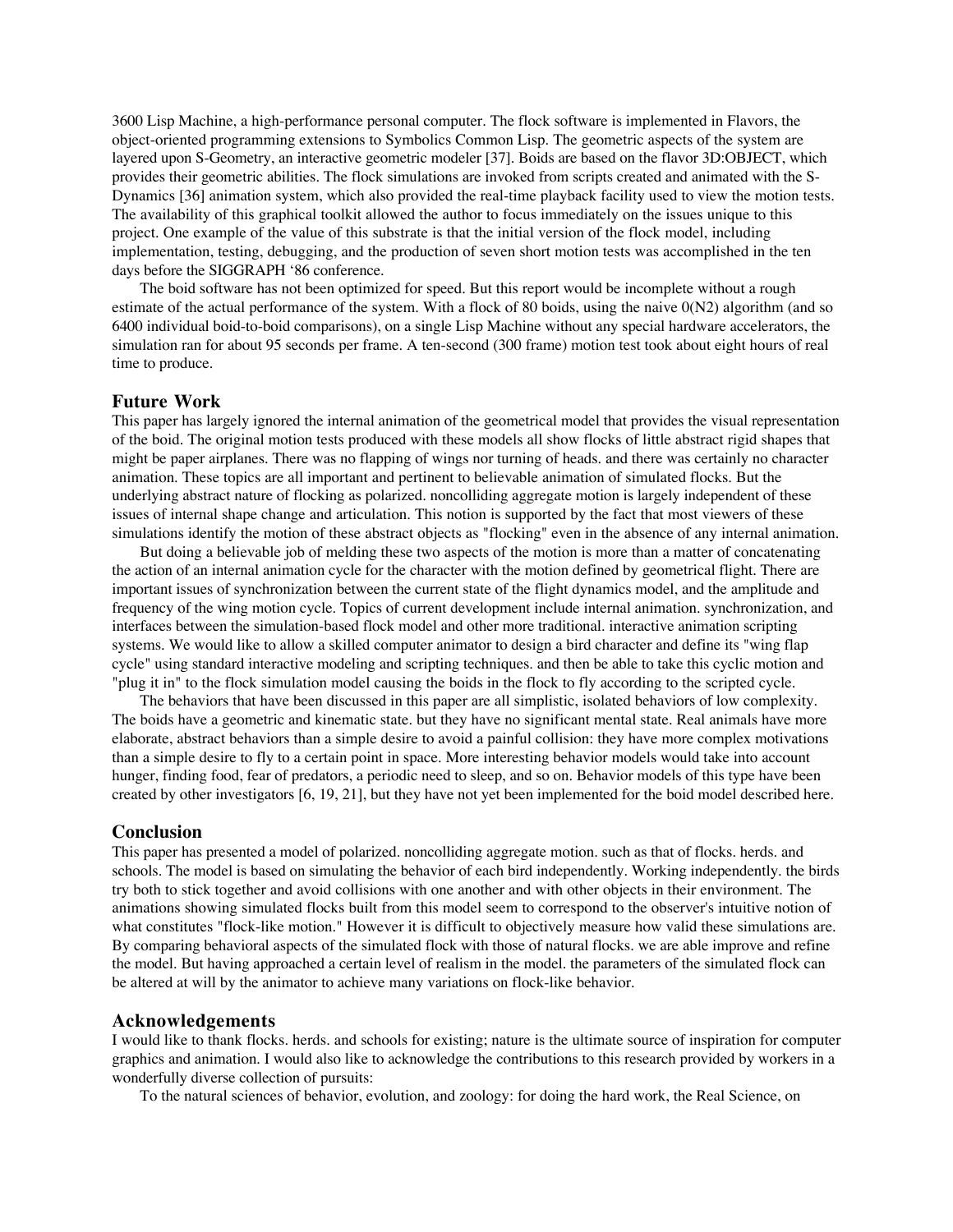3600 Lisp Machine, a high-performance personal computer. The flock software is implemented in Flavors, the object-oriented programming extensions to Symbolics Common Lisp. The geometric aspects of the system are layered upon S-Geometry, an interactive geometric modeler [37]. Boids are based on the flavor 3D:OBJECT, which provides their geometric abilities. The flock simulations are invoked from scripts created and animated with the S-Dynamics [36] animation system, which also provided the real-time playback facility used to view the motion tests. The availability of this graphical toolkit allowed the author to focus immediately on the issues unique to this project. One example of the value of this substrate is that the initial version of the flock model, including implementation, testing, debugging, and the production of seven short motion tests was accomplished in the ten days before the SIGGRAPH '86 conference.

The boid software has not been optimized for speed. But this report would be incomplete without a rough estimate of the actual performance of the system. With a flock of 80 boids, using the naive 0(N2) algorithm (and so 6400 individual boid-to-boid comparisons), on a single Lisp Machine without any special hardware accelerators, the simulation ran for about 95 seconds per frame. A ten-second (300 frame) motion test took about eight hours of real time to produce.

## Future Work

This paper has largely ignored the internal animation of the geometrical model that provides the visual representation of the boid. The original motion tests produced with these models all show flocks of little abstract rigid shapes that might be paper airplanes. There was no flapping of wings nor turning of heads. and there was certainly no character animation. These topics are all important and pertinent to believable animation of simulated flocks. But the underlying abstract nature of flocking as polarized. noncolliding aggregate motion is largely independent of these issues of internal shape change and articulation. This notion is supported by the fact that most viewers of these simulations identify the motion of these abstract objects as "flocking" even in the absence of any internal animation.

But doing a believable job of melding these two aspects of the motion is more than a matter of concatenating the action of an internal animation cycle for the character with the motion defined by geometrical flight. There are important issues of synchronization between the current state of the flight dynamics model, and the amplitude and frequency of the wing motion cycle. Topics of current development include internal animation. synchronization, and interfaces between the simulation-based flock model and other more traditional. interactive animation scripting systems. We would like to allow a skilled computer animator to design a bird character and define its "wing flap cycle" using standard interactive modeling and scripting techniques. and then be able to take this cyclic motion and "plug it in" to the flock simulation model causing the boids in the flock to fly according to the scripted cycle.

The behaviors that have been discussed in this paper are all simplistic, isolated behaviors of low complexity. The boids have a geometric and kinematic state. but they have no significant mental state. Real animals have more elaborate, abstract behaviors than a simple desire to avoid a painful collision: they have more complex motivations than a simple desire to fly to a certain point in space. More interesting behavior models would take into account hunger, finding food, fear of predators, a periodic need to sleep, and so on. Behavior models of this type have been created by other investigators [6, 19, 21], but they have not yet been implemented for the boid model described here.

## Conclusion

This paper has presented a model of polarized. noncolliding aggregate motion. such as that of flocks. herds. and schools. The model is based on simulating the behavior of each bird independently. Working independently. the birds try both to stick together and avoid collisions with one another and with other objects in their environment. The animations showing simulated flocks built from this model seem to correspond to the observer's intuitive notion of what constitutes "flock-like motion." However it is difficult to objectively measure how valid these simulations are. By comparing behavioral aspects of the simulated flock with those of natural flocks. we are able improve and refine the model. But having approached a certain level of realism in the model. the parameters of the simulated flock can be altered at will by the animator to achieve many variations on flock-like behavior.

## Acknowledgements

I would like to thank flocks. herds. and schools for existing; nature is the ultimate source of inspiration for computer graphics and animation. I would also like to acknowledge the contributions to this research provided by workers in a wonderfully diverse collection of pursuits:

To the natural sciences of behavior, evolution, and zoology: for doing the hard work, the Real Science, on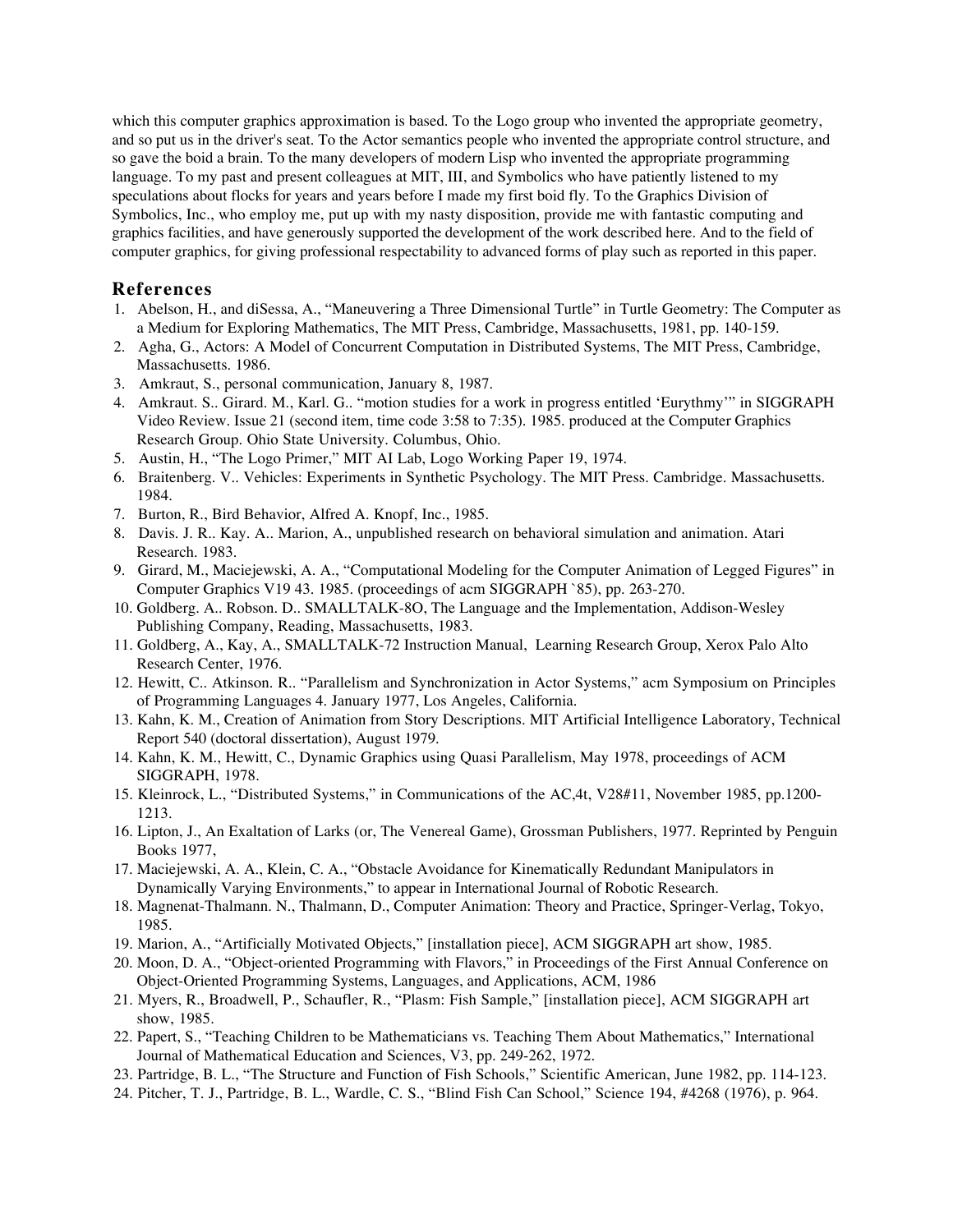which this computer graphics approximation is based. To the Logo group who invented the appropriate geometry, and so put us in the driver's seat. To the Actor semantics people who invented the appropriate control structure, and so gave the boid a brain. To the many developers of modern Lisp who invented the appropriate programming language. To my past and present colleagues at MIT, III, and Symbolics who have patiently listened to my speculations about flocks for years and years before I made my first boid fly. To the Graphics Division of Symbolics, Inc., who employ me, put up with my nasty disposition, provide me with fantastic computing and graphics facilities, and have generously supported the development of the work described here. And to the field of computer graphics, for giving professional respectability to advanced forms of play such as reported in this paper.

## References

1. Abelson, H., and diSessa, A., "Maneuvering a Three Dimensional Turtle" in Turtle Geometry: The Computer as a Medium for Exploring Mathematics, The MIT Press, Cambridge, Massachusetts, 1981, pp. 140-159.
2. Agha, G., Actors: A Model of Concurrent Computation in Distributed Systems, The MIT Press, Cambridge, Massachusetts. 1986.
3. Amkraut, S., personal communication, January 8, 1987.
4. Amkraut. S.. Girard. M., Karl. G.. "motion studies for a work in progress entitled 'Eurythmy'" in SIGGRAPH Video Review. Issue 21 (second item, time code 3:58 to 7:35). 1985. produced at the Computer Graphics Research Group. Ohio State University. Columbus, Ohio.
5. Austin, H., "The Logo Primer," MIT AI Lab, Logo Working Paper 19, 1974.
6. Braitenberg. V.. Vehicles: Experiments in Synthetic Psychology. The MIT Press. Cambridge. Massachusetts. 1984.
7. Burton, R., Bird Behavior, Alfred A. Knopf, Inc., 1985.
8. Davis. J. R.. Kay. A.. Marion, A., unpublished research on behavioral simulation and animation. Atari Research. 1983.
9. Girard, M., Maciejewski, A. A., "Computational Modeling for the Computer Animation of Legged Figures" in Computer Graphics V19 43. 1985. (proceedings of acm SIGGRAPH `85), pp. 263-270.
10. Goldberg. A.. Robson. D.. SMALLTALK-8O, The Language and the Implementation, Addison-Wesley Publishing Company, Reading, Massachusetts, 1983.
11. Goldberg, A., Kay, A., SMALLTALK-72 Instruction Manual, Learning Research Group, Xerox Palo Alto Research Center, 1976.
12. Hewitt, C.. Atkinson. R.. "Parallelism and Synchronization in Actor Systems," acm Symposium on Principles of Programming Languages 4. January 1977, Los Angeles, California.
13. Kahn, K. M., Creation of Animation from Story Descriptions. MIT Artificial Intelligence Laboratory, Technical Report 540 (doctoral dissertation), August 1979.
14. Kahn, K. M., Hewitt, C., Dynamic Graphics using Quasi Parallelism, May 1978, proceedings of ACM SIGGRAPH, 1978.
15. Kleinrock, L., "Distributed Systems," in Communications of the AC,4t, V28#11, November 1985, pp.1200-1213.
16. Lipton, J., An Exaltation of Larks (or, The Venereal Game), Grossman Publishers, 1977. Reprinted by Penguin Books 1977,
17. Maciejewski, A. A., Klein, C. A., "Obstacle Avoidance for Kinematically Redundant Manipulators in Dynamically Varying Environments," to appear in International Journal of Robotic Research.
18. Magnenat-Thalmann. N., Thalmann, D., Computer Animation: Theory and Practice, Springer-Verlag, Tokyo, 1985.
19. Marion, A., "Artificially Motivated Objects," [installation piece], ACM SIGGRAPH art show, 1985.
20. Moon, D. A., "Object-oriented Programming with Flavors," in Proceedings of the First Annual Conference on Object-Oriented Programming Systems, Languages, and Applications, ACM, 1986
21. Myers, R., Broadwell, P., Schaufler, R., "Plasm: Fish Sample," [installation piece], ACM SIGGRAPH art show, 1985.
22. Papert, S., "Teaching Children to be Mathematicians vs. Teaching Them About Mathematics," International Journal of Mathematical Education and Sciences, V3, pp. 249-262, 1972.
23. Partridge, B. L., "The Structure and Function of Fish Schools," Scientific American, June 1982, pp. 114-123.
24. Pitcher, T. J., Partridge, B. L., Wardle, C. S., "Blind Fish Can School," Science 194, #4268 (1976), p. 964.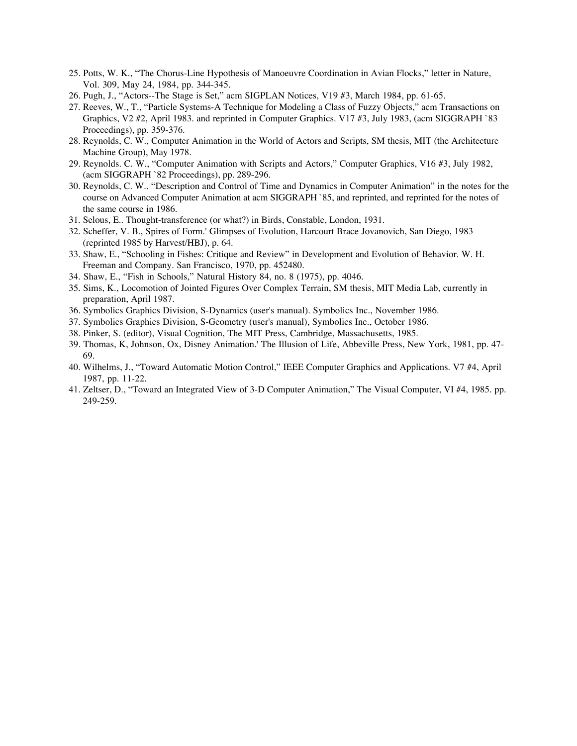25. Potts, W. K., "The Chorus-Line Hypothesis of Manoeuvre Coordination in Avian Flocks," letter in Nature, Vol. 309, May 24, 1984, pp. 344-345.
26. Pugh, J., "Actors--The Stage is Set," acm SIGPLAN Notices, V19 #3, March 1984, pp. 61-65.
27. Reeves, W., T., "Particle Systems-A Technique for Modeling a Class of Fuzzy Objects," acm Transactions on Graphics, V2 #2, April 1983. and reprinted in Computer Graphics. V17 #3, July 1983, (acm SIGGRAPH `83 Proceedings), pp. 359-376.
28. Reynolds, C. W., Computer Animation in the World of Actors and Scripts, SM thesis, MIT (the Architecture Machine Group), May 1978.
29. Reynolds. C. W., "Computer Animation with Scripts and Actors," Computer Graphics, V16 #3, July 1982, (acm SIGGRAPH `82 Proceedings), pp. 289-296.
30. Reynolds, C. W.. "Description and Control of Time and Dynamics in Computer Animation" in the notes for the course on Advanced Computer Animation at acm SIGGRAPH `85, and reprinted, and reprinted for the notes of the same course in 1986.
31. Selous, E.. Thought-transference (or what?) in Birds, Constable, London, 1931.
32. Scheffer, V. B., Spires of Form.' Glimpses of Evolution, Harcourt Brace Jovanovich, San Diego, 1983 (reprinted 1985 by Harvest/HBJ), p. 64.
33. Shaw, E., "Schooling in Fishes: Critique and Review" in Development and Evolution of Behavior. W. H. Freeman and Company. San Francisco, 1970, pp. 452480.
34. Shaw, E., "Fish in Schools," Natural History 84, no. 8 (1975), pp. 4046.
35. Sims, K., Locomotion of Jointed Figures Over Complex Terrain, SM thesis, MIT Media Lab, currently in preparation, April 1987.
36. Symbolics Graphics Division, S-Dynamics (user's manual). Symbolics Inc., November 1986.
37. Symbolics Graphics Division, S-Geometry (user's manual), Symbolics Inc., October 1986.
38. Pinker, S. (editor), Visual Cognition, The MIT Press, Cambridge, Massachusetts, 1985.
39. Thomas, K, Johnson, Ox, Disney Animation.' The Illusion of Life, Abbeville Press, New York, 1981, pp. 47-69.
40. Wilhelms, J., "Toward Automatic Motion Control," IEEE Computer Graphics and Applications. V7 #4, April 1987, pp. 11-22.
41. Zeltser, D., "Toward an Integrated View of 3-D Computer Animation," The Visual Computer, VI #4, 1985. pp. 249-259.